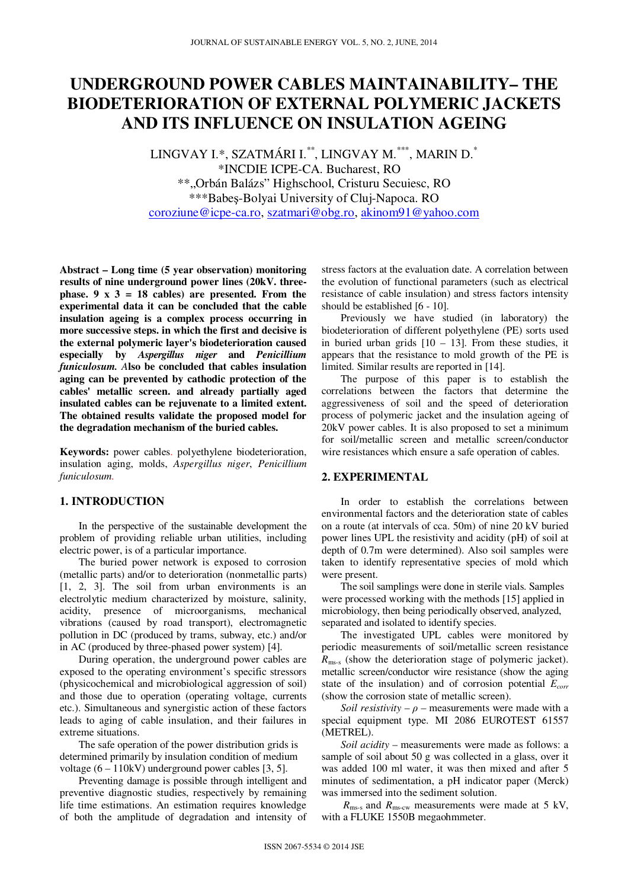# UNDERGROUND POWER CABLES MAINTAINABILITY– THE BIODETERIORATION OF EXTERNAL POLYMERIC JACKETS AND ITS INFLUENCE ON INSULATION AGEING

LINGVAY I.*, SZATMÁRI I.**, LINGVAY M.***, MARIN D.*

*INCDIE ICPE-CA. Bucharest, RO

**„Orbán Balázs" Highschool, Cristuru Secuiesc, RO

***Babeş-Bolyai University of Cluj-Napoca. RO

coroziune@icpe-ca.ro, szatmari@obg.ro, akinom91@yahoo.com

**Abstract – Long time (5 year observation) monitoring results of nine underground power lines (20kV. three-phase. 9 x 3 = 18 cables) are presented. From the experimental data it can be concluded that the cable insulation ageing is a complex process occurring in more successive steps. in which the first and decisive is the external polymeric layer's biodeterioration caused especially by *Aspergillus niger* and *Penicillium funiculosum.* Also be concluded that cables insulation aging can be prevented by cathodic protection of the cables' metallic screen. and already partially aged insulated cables can be rejuvenate to a limited extent. The obtained results validate the proposed model for the degradation mechanism of the buried cables.**

**Keywords:** power cables. polyethylene biodeterioration, insulation aging, molds, *Aspergillus niger*, *Penicillium funiculosum*.

## 1. INTRODUCTION

In the perspective of the sustainable development the problem of providing reliable urban utilities, including electric power, is of a particular importance.

The buried power network is exposed to corrosion (metallic parts) and/or to deterioration (nonmetallic parts) [1, 2, 3]. The soil from urban environments is an electrolytic medium characterized by moisture, salinity, acidity, presence of microorganisms, mechanical vibrations (caused by road transport), electromagnetic pollution in DC (produced by trams, subway, etc.) and/or in AC (produced by three-phased power system) [4].

During operation, the underground power cables are exposed to the operating environment's specific stressors (physicochemical and microbiological aggression of soil) and those due to operation (operating voltage, currents etc.). Simultaneous and synergistic action of these factors leads to aging of cable insulation, and their failures in extreme situations.

The safe operation of the power distribution grids is determined primarily by insulation condition of medium voltage (6 – 110kV) underground power cables [3, 5].

Preventing damage is possible through intelligent and preventive diagnostic studies, respectively by remaining life time estimations. An estimation requires knowledge of both the amplitude of degradation and intensity of stress factors at the evaluation date. A correlation between the evolution of functional parameters (such as electrical resistance of cable insulation) and stress factors intensity should be established [6 - 10].

Previously we have studied (in laboratory) the biodeterioration of different polyethylene (PE) sorts used in buried urban grids [10 – 13]. From these studies, it appears that the resistance to mold growth of the PE is limited. Similar results are reported in [14].

The purpose of this paper is to establish the correlations between the factors that determine the aggressiveness of soil and the speed of deterioration process of polymeric jacket and the insulation ageing of 20kV power cables. It is also proposed to set a minimum for soil/metallic screen and metallic screen/conductor wire resistances which ensure a safe operation of cables.

## 2. EXPERIMENTAL

In order to establish the correlations between environmental factors and the deterioration state of cables on a route (at intervals of cca. 50m) of nine 20 kV buried power lines UPL the resistivity and acidity (pH) of soil at depth of 0.7m were determined). Also soil samples were taken to identify representative species of mold which were present.

The soil samplings were done in sterile vials. Samples were processed working with the methods [15] applied in microbiology, then being periodically observed, analyzed, separated and isolated to identify species.

The investigated UPL cables were monitored by periodic measurements of soil/metallic screen resistance $R_{ms\text{-}s}$ (show the deterioration stage of polymeric jacket). metallic screen/conductor wire resistance (show the aging state of the insulation) and of corrosion potential $E_{corr}$ (show the corrosion state of metallic screen).

*Soil resistivity – ρ –* measurements were made with a special equipment type. MI 2086 EUROTEST 61557 (METREL).

*Soil acidity* – measurements were made as follows: a sample of soil about 50 g was collected in a glass, over it was added 100 ml water, it was then mixed and after 5 minutes of sedimentation, a pH indicator paper (Merck) was immersed into the sediment solution.

$R_{ms\text{-}s}$ and $R_{ms\text{-}cw}$ measurements were made at 5 kV, with a FLUKE 1550B megaohmmeter.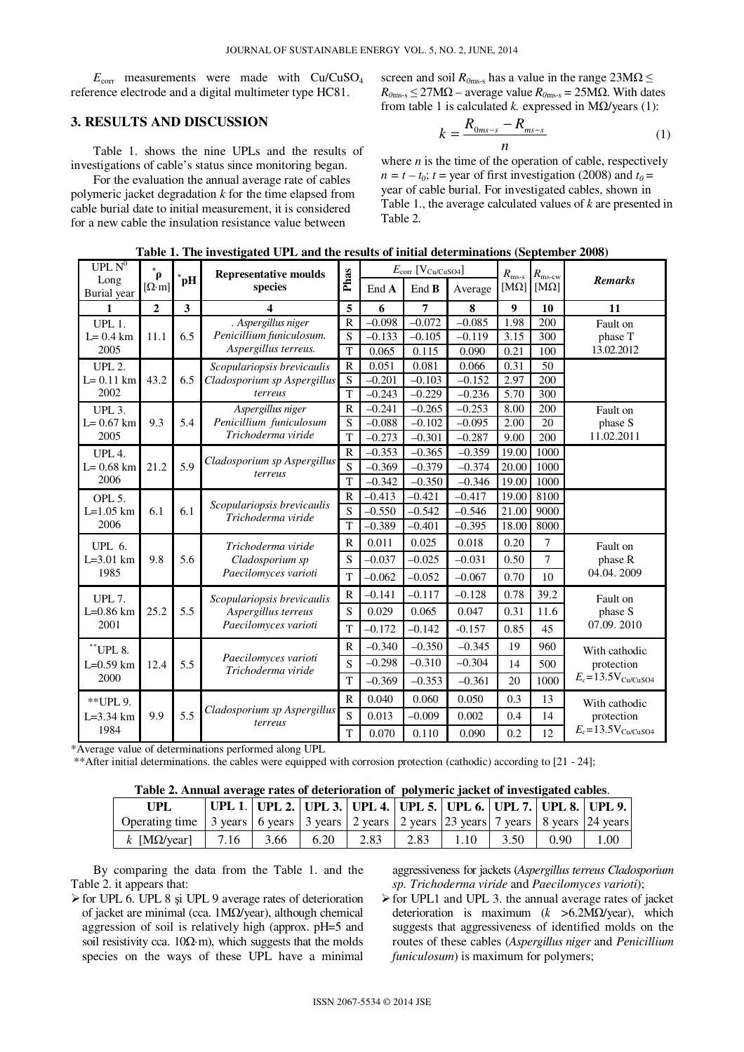$E_{corr}$ measurements were made with $Cu/CuSO_4$ reference electrode and a digital multimeter type HC81.

## 3. RESULTS AND DISCUSSION

Table 1. shows the nine UPLs and the results of investigations of cable's status since monitoring began.

For the evaluation the annual average rate of cables polymeric jacket degradation $k$ for the time elapsed from cable burial date to initial measurement, it is considered for a new cable the insulation resistance value between screen and soil $R_{0ms\text{-}s}$ has a value in the range $23M\Omega \leq R_{0ms\text{-}s} \leq 27M\Omega$ – average value $R_{0ms\text{-}s} = 25M\Omega$. With dates from table 1 is calculated $k$. expressed in MΩ/years (1):

$$k = \frac{R_{0ms-s} - R_{ms-s}}{n} \quad (1)$$

where $n$ is the time of the operation of cable, respectively $n = t - t_0$; $t$ = year of first investigation (2008) and $t_0$ = year of cable burial. For investigated cables, shown in Table 1., the average calculated values of $k$ are presented in Table 2.

**Table 1. The investigated UPL and the results of initial determinations (September 2008)**

| UPL N[0] Long Burial year | *ρ [Ω·m] | *pH | Representative moulds species | Phas | $E_{corr}$ [$V_{Cu/CuSO4}$] | | | $R_{ms\text{-}s}$ [MΩ] | $R_{ms\text{-}cw}$ [MΩ] | Remarks |
|---|---|---|---|---|---|---|---|---|---|---|
| | | | | | End A | End B | Average | | | |
| 1 | 2 | 3 | 4 | 5 | 6 | 7 | 8 | 9 | 10 | 11 |
| UPL 1. L= 0.4 km 2005 | 11.1 | 6.5 | . *Aspergillus niger Penicillium funiculosum. Aspergillus terreus.* | R | –0.098 | –0.072 | –0.085 | 1.98 | 200 | Fault on phase T 13.02.2012 |
| | | | | S | –0.133 | –0.105 | –0.119 | 3.15 | 300 | |
| | | | | T | 0.065 | 0.115 | 0.090 | 0.21 | 100 | |
| UPL 2. L= 0.11 km 2002 | 43.2 | 6.5 | *Scopulariopsis brevicaulis Cladosporium sp Aspergillus terreus* | R | 0.051 | 0.081 | 0.066 | 0.31 | 50 | |
| | | | | S | –0.201 | –0.103 | –0.152 | 2.97 | 200 | |
| | | | | T | –0.243 | –0.229 | –0.236 | 5.70 | 300 | |
| UPL 3. L= 0.67 km 2005 | 9.3 | 5.4 | *Aspergillus niger Penicillium funiculosum Trichoderma viride* | R | –0.241 | –0.265 | –0.253 | 8.00 | 200 | Fault on phase S 11.02.2011 |
| | | | | S | –0.088 | –0.102 | –0.095 | 2.00 | 20 | |
| | | | | T | –0.273 | –0.301 | –0.287 | 9.00 | 200 | |
| UPL 4. L= 0.68 km 2006 | 21.2 | 5.9 | *Cladosporium sp Aspergillus terreus* | R | –0.353 | –0.365 | –0.359 | 19.00 | 1000 | |
| | | | | S | –0.369 | –0.379 | –0.374 | 20.00 | 1000 | |
| | | | | T | –0.342 | –0.350 | –0.346 | 19.00 | 1000 | |
| OPL 5. L=1.05 km 2006 | 6.1 | 6.1 | *Scopulariopsis brevicaulis Trichoderma viride* | R | –0.413 | –0.421 | –0.417 | 19.00 | 8100 | |
| | | | | S | –0.550 | –0.542 | –0.546 | 21.00 | 9000 | |
| | | | | T | –0.389 | –0.401 | –0.395 | 18.00 | 8000 | |
| UPL 6. L=3.01 km 1985 | 9.8 | 5.6 | *Trichoderma viride Cladosporium sp Paecilomyces varioti* | R | 0.011 | 0.025 | 0.018 | 0.20 | 7 | Fault on phase R 04.04. 2009 |
| | | | | S | –0.037 | –0.025 | –0.031 | 0.50 | 7 | |
| | | | | T | –0.062 | –0.052 | –0.067 | 0.70 | 10 | |
| UPL 7. L=0.86 km 2001 | 25.2 | 5.5 | *Scopulariopsis brevicaulis Aspergillus terreus Paecilomyces varioti* | R | –0.141 | –0.117 | –0.128 | 0.78 | 39.2 | Fault on phase S 07.09. 2010 |
| | | | | S | 0.029 | 0.065 | 0.047 | 0.31 | 11.6 | |
| | | | | T | –0.172 | –0.142 | -0.157 | 0.85 | 45 | |
| **UPL 8. L=0.59 km 2000 | 12.4 | 5.5 | *Paecilomyces varioti Trichoderma viride* | R | –0.340 | –0.350 | –0.345 | 19 | 960 | With cathodic protection $E_c$=13.5$V_{Cu/CuSO4}$ |
| | | | | S | –0.298 | –0.310 | –0.304 | 14 | 500 | |
| | | | | T | –0.369 | –0.353 | –0.361 | 20 | 1000 | |
| **UPL 9. L=3.34 km 1984 | 9.9 | 5.5 | *Cladosporium sp Aspergillus terreus* | R | 0.040 | 0.060 | 0.050 | 0.3 | 13 | With cathodic protection $E_c$=13.5$V_{Cu/CuSO4}$ |
| | | | | S | 0.013 | –0.009 | 0.002 | 0.4 | 14 | |
| | | | | T | 0.070 | 0.110 | 0.090 | 0.2 | 12 | |

*Average value of determinations performed along UPL

**After initial determinations. the cables were equipped with corrosion protection (cathodic) according to [21 - 24];

**Table 2. Annual average rates of deterioration of polymeric jacket of investigated cables**.

| UPL | UPL 1. | UPL 2. | UPL 3. | UPL 4. | UPL 5. | UPL 6. | UPL 7. | UPL 8. | UPL 9. |
|---|---|---|---|---|---|---|---|---|---|
| Operating time | 3 years | 6 years | 3 years | 2 years | 2 years | 23 years | 7 years | 8 years | 24 years |
| $k$ [MΩ/year] | 7.16 | 3.66 | 6.20 | 2.83 | 2.83 | 1.10 | 3.50 | 0.90 | 1.00 |

By comparing the data from the Table 1. and the Table 2. it appears that:

- for UPL 6. UPL 8 şi UPL 9 average rates of deterioration of jacket are minimal (cca. 1MΩ/year), although chemical aggression of soil is relatively high (approx. pH=5 and soil resistivity cca. 10Ω·m), which suggests that the molds species on the ways of these UPL have a minimal aggressiveness for jackets (*Aspergillus terreus Cladosporium sp. Trichoderma viride* and *Paecilomyces varioti*);
- for UPL1 and UPL 3. the annual average rates of jacket deterioration is maximum ($k$ >6.2MΩ/year), which suggests that aggressiveness of identified molds on the routes of these cables (*Aspergillus niger* and *Penicillium funiculosum*) is maximum for polymers;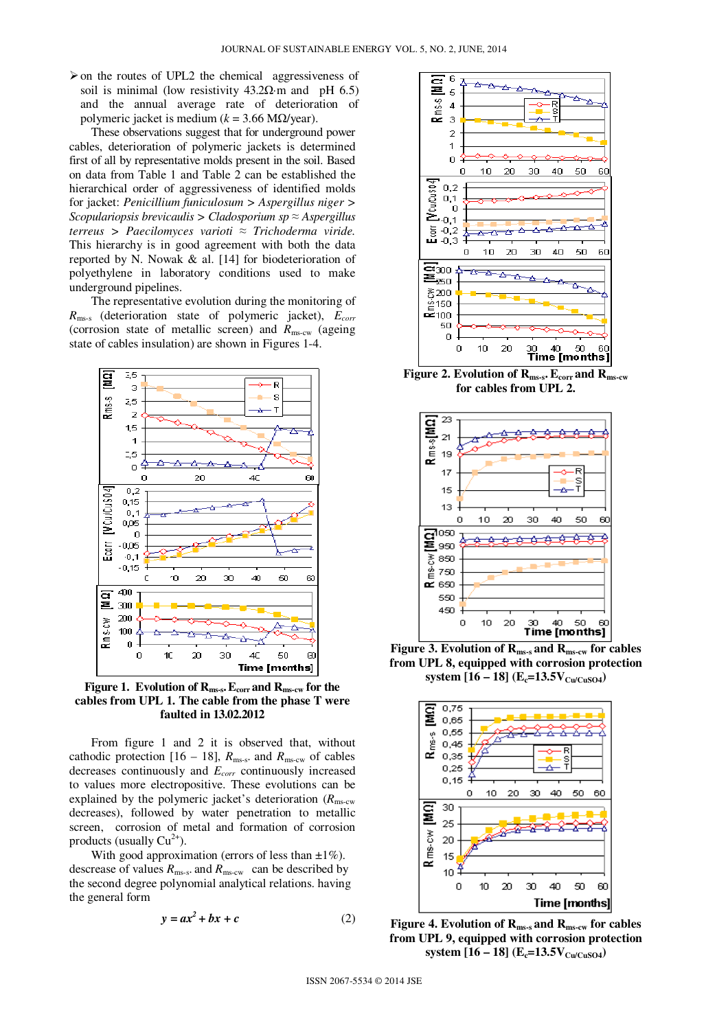- on the routes of UPL2 the chemical aggressiveness of soil is minimal (low resistivity 43.2Ω·m and pH 6.5) and the annual average rate of deterioration of polymeric jacket is medium ($k$ = 3.66 MΩ/year).

These observations suggest that for underground power cables, deterioration of polymeric jackets is determined first of all by representative molds present in the soil. Based on data from Table 1 and Table 2 can be established the hierarchical order of aggressiveness of identified molds for jacket: *Penicillium funiculosum* > *Aspergillus niger* > *Scopulariopsis brevicaulis* > *Cladosporium sp* ≈ *Aspergillus terreus* > *Paecilomyces varioti* ≈ *Trichoderma viride.* This hierarchy is in good agreement with both the data reported by N. Nowak & al. [14] for biodeterioration of polyethylene in laboratory conditions used to make underground pipelines.

The representative evolution during the monitoring of $R_{ms\text{-}s}$ (deterioration state of polymeric jacket), $E_{corr}$ (corrosion state of metallic screen) and $R_{ms\text{-}cw}$ (ageing state of cables insulation) are shown in Figures 1-4.

**Figure 1. Evolution of $R_{ms\text{-}s}$, $E_{corr}$ and $R_{ms\text{-}cw}$ for the cables from UPL 1. The cable from the phase T were faulted in 13.02.2012**

From figure 1 and 2 it is observed that, without cathodic protection [16 – 18], $R_{ms\text{-}s}$ and $R_{ms\text{-}cw}$ of cables decreases continuously and $E_{corr}$ continuously increased to values more electropositive. These evolutions can be explained by the polymeric jacket's deterioration ($R_{ms\text{-}cw}$ decreases), followed by water penetration to metallic screen, corrosion of metal and formation of corrosion products (usually $Cu^{2+}$).

With good approximation (errors of less than ±1%). descrease of values $R_{ms\text{-}s}$ and $R_{ms\text{-}cw}$ can be described by the second degree polynomial analytical relations. having the general form

$$y = ax^2 + bx + c \qquad (2)$$

**Figure 2. Evolution of $R_{ms\text{-}s}$, $E_{corr}$ and $R_{ms\text{-}cw}$ for cables from UPL 2.**

**Figure 3. Evolution of $R_{ms\text{-}s}$ and $R_{ms\text{-}cw}$ for cables from UPL 8, equipped with corrosion protection system [16 – 18] ($E_c$=13.5$V_{Cu/CuSO4}$)**

**Figure 4. Evolution of $R_{ms\text{-}s}$ and $R_{ms\text{-}cw}$ for cables from UPL 9, equipped with corrosion protection system [16 – 18] ($E_c$=13.5$V_{Cu/CuSO4}$)**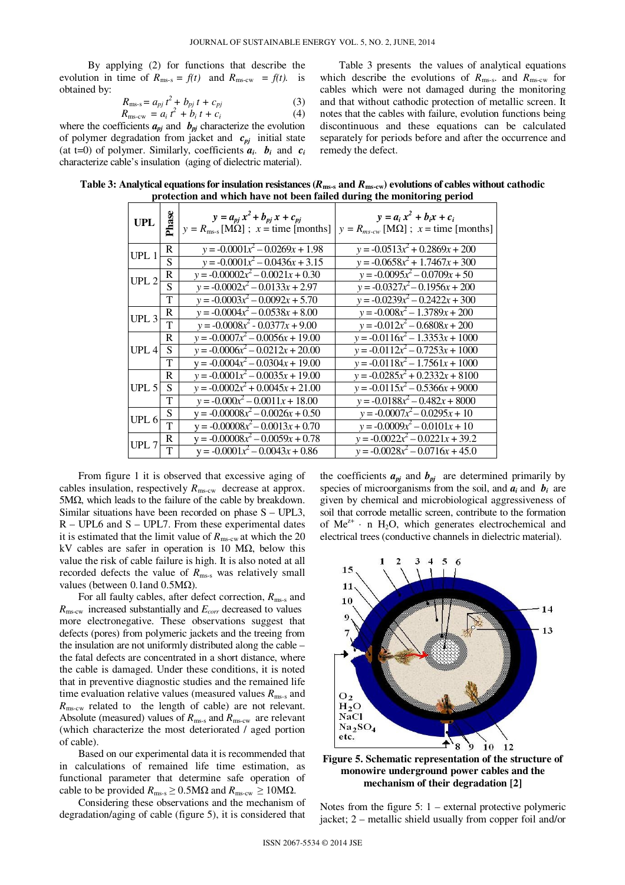By applying (2) for functions that describe the evolution in time of $R_{ms\text{-}s} = f(t)$ and $R_{ms\text{-}cw} = f(t)$. is obtained by:

$$R_{ms\text{-}s} = a_{pj}\, t^2 + b_{pj}\, t + c_{pj} \quad (3)$$

$$R_{ms\text{-}cw} = a_i\, t^2 + b_i\, t + c_i \quad (4)$$

where the coefficients $a_{pj}$ and $b_{pj}$ characterize the evolution of polymer degradation from jacket and $c_{pj}$ initial state (at t=0) of polymer. Similarly, coefficients $a_i$. $b_i$ and $c_i$ characterize cable's insulation (aging of dielectric material).

Table 3 presents the values of analytical equations which describe the evolutions of $R_{ms\text{-}s}$. and $R_{ms\text{-}cw}$ for cables which were not damaged during the monitoring and that without cathodic protection of metallic screen. It notes that the cables with failure, evolution functions being discontinuous and these equations can be calculated separately for periods before and after the occurrence and remedy the defect.

**Table 3: Analytical equations for insulation resistances ($R_{ms\text{-}s}$ and $R_{ms\text{-}cw}$) evolutions of cables without cathodic protection and which have not been failed during the monitoring period**

| UPL | Phase | $y = a_{pj}\, x^2 + b_{pj}\, x + c_{pj}$ <br> $y = R_{ms\text{-}s}$ [MΩ] ; $x$ = time [months] | $y = a_i\, x^2 + b_i x + c_i$ <br> $y = R_{ms\text{-}cw}$ [MΩ] ; $x$ = time [months] |
|---|---|---|---|
| UPL 1 | R | $y = -0.0001x^2 - 0.0269x + 1.98$ | $y = -0.0513x^2 + 0.2869x + 200$ |
| | S | $y = -0.0001x^2 - 0.0436x + 3.15$ | $y = -0.0658x^2 + 1.7467x + 300$ |
| UPL 2 | R | $y = -0.00002x^2 - 0.0021x + 0.30$ | $y = -0.0095x^2 - 0.0709x + 50$ |
| | S | $y = -0.0002x^2 - 0.0133x + 2.97$ | $y = -0.0327x^2 - 0.1956x + 200$ |
| | T | $y = -0.0003x^2 - 0.0092x + 5.70$ | $y = -0.0239x^2 - 0.2422x + 300$ |
| UPL 3 | R | $y = -0.0004x^2 - 0.0538x + 8.00$ | $y = -0.008x^2 - 1.3789x + 200$ |
| | T | $y = -0.0008x^2 - 0.0377x + 9.00$ | $y = -0.012x^2 - 0.6808x + 200$ |
| UPL 4 | R | $y = -0.0007x^2 - 0.0056x + 19.00$ | $y = -0.0116x^2 - 1.3353x + 1000$ |
| | S | $y = -0.0006x^2 - 0.0212x + 20.00$ | $y = -0.0112x^2 - 0.7253x + 1000$ |
| | T | $y = -0.0004x^2 - 0.0304x + 19.00$ | $y = -0.0118x^2 - 1.7561x + 1000$ |
| UPL 5 | R | $y = -0.0001x^2 - 0.0035x + 19.00$ | $y = -0.0285x^2 + 0.2332x + 8100$ |
| | S | $y = -0.0002x^2 + 0.0045x + 21.00$ | $y = -0.0115x^2 - 0.5366x + 9000$ |
| | T | $y = -0.000x^2 - 0.0011x + 18.00$ | $y = -0.0188x^2 - 0.482x + 8000$ |
| UPL 6 | S | $y = -0.00008x^2 - 0.0026x + 0.50$ | $y = -0.0007x^2 - 0.0295x + 10$ |
| | T | $y = -0.00008x^2 - 0.0013x + 0.70$ | $y = -0.0009x^2 - 0.0101x + 10$ |
| UPL 7 | R | $y = -0.00008x^2 - 0.0059x + 0.78$ | $y = -0.0022x^2 - 0.0221x + 39.2$ |
| | T | $y = -0.0001x^2 - 0.0043x + 0.86$ | $y = -0.0028x^2 - 0.0716x + 45.0$ |

From figure 1 it is observed that excessive aging of cables insulation, respectively $R_{ms\text{-}cw}$ decrease at approx. 5MΩ, which leads to the failure of the cable by breakdown. Similar situations have been recorded on phase S – UPL3, R – UPL6 and S – UPL7. From these experimental dates it is estimated that the limit value of $R_{ms\text{-}cw}$ at which the 20 kV cables are safer in operation is 10 MΩ, below this value the risk of cable failure is high. It is also noted at all recorded defects the value of $R_{ms\text{-}s}$ was relatively small values (between 0.1and 0.5MΩ).

For all faulty cables, after defect correction, $R_{ms\text{-}s}$ and $R_{ms\text{-}cw}$ increased substantially and $E_{corr}$ decreased to values more electronegative. These observations suggest that defects (pores) from polymeric jackets and the treeing from the insulation are not uniformly distributed along the cable – the fatal defects are concentrated in a short distance, where the cable is damaged. Under these conditions, it is noted that in preventive diagnostic studies and the remained life time evaluation relative values (measured values $R_{ms\text{-}s}$ and $R_{ms\text{-}cw}$ related to the length of cable) are not relevant. Absolute (measured) values of $R_{ms\text{-}s}$ and $R_{ms\text{-}cw}$ are relevant (which characterize the most deteriorated / aged portion of cable).

Based on our experimental data it is recommended that in calculations of remained life time estimation, as functional parameter that determine safe operation of cable to be provided $R_{ms\text{-}s} \geq 0.5$MΩ and $R_{ms\text{-}cw} \geq 10$MΩ.

Considering these observations and the mechanism of degradation/aging of cable (figure 5), it is considered that the coefficients $a_{pj}$ and $b_{pj}$ are determined primarily by species of microorganisms from the soil, and $a_i$ and $b_i$ are given by chemical and microbiological aggressiveness of soil that corrode metallic screen, contribute to the formation of $Me^{z+} \cdot n\ H_2O$, which generates electrochemical and electrical trees (conductive channels in dielectric material).

**Figure 5. Schematic representation of the structure of monowire underground power cables and the mechanism of their degradation [2]**

Notes from the figure 5: 1 – external protective polymeric jacket; 2 – metallic shield usually from copper foil and/or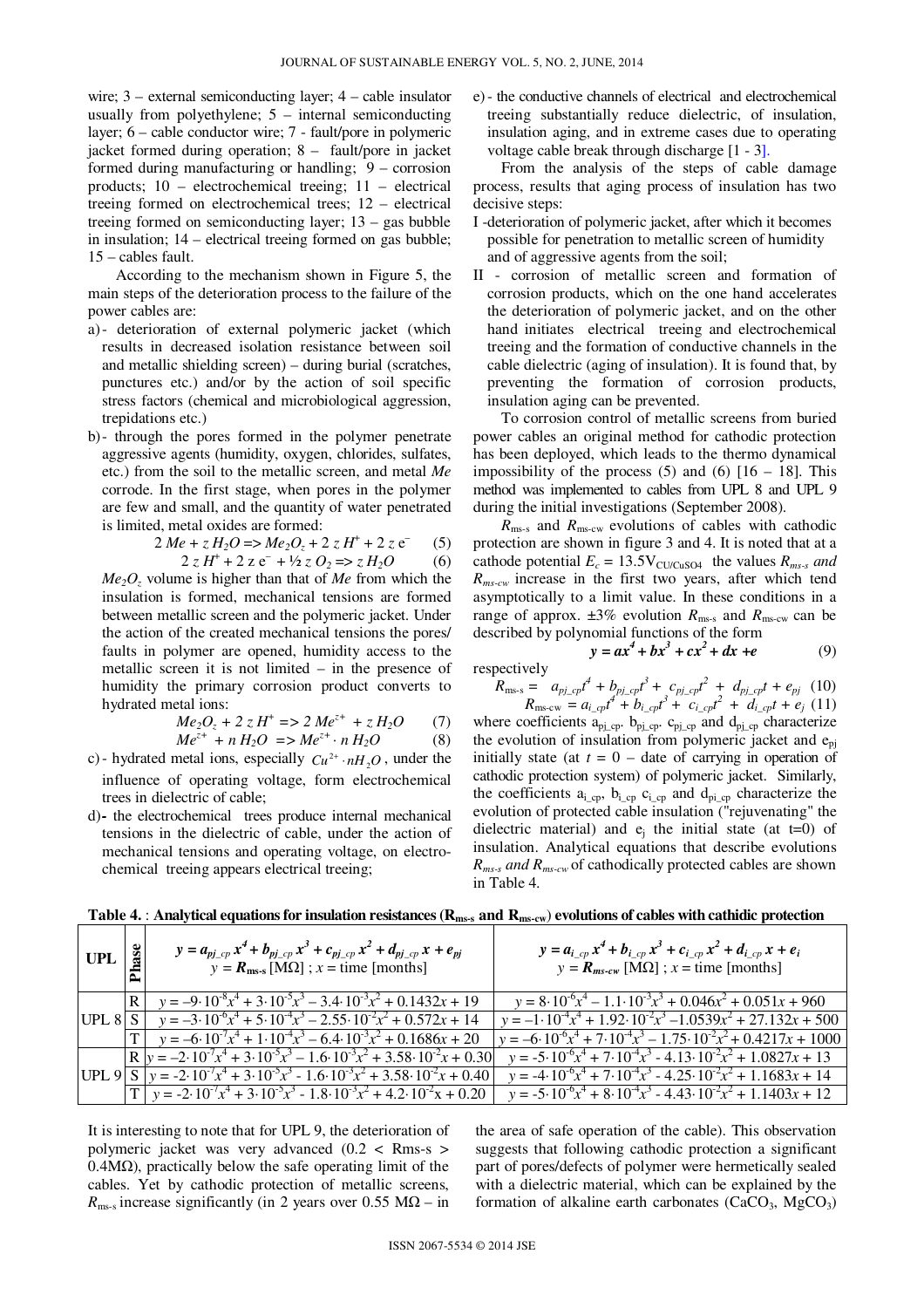wire; 3 – external semiconducting layer; 4 – cable insulator usually from polyethylene; 5 – internal semiconducting layer; 6 – cable conductor wire; 7 - fault/pore in polymeric jacket formed during operation; 8 – fault/pore in jacket formed during manufacturing or handling; 9 – corrosion products; 10 – electrochemical treeing; 11 – electrical treeing formed on electrochemical trees; 12 – electrical treeing formed on semiconducting layer; 13 – gas bubble in insulation; 14 – electrical treeing formed on gas bubble; 15 – cables fault.

According to the mechanism shown in Figure 5, the main steps of the deterioration process to the failure of the power cables are:

a) - deterioration of external polymeric jacket (which results in decreased isolation resistance between soil and metallic shielding screen) – during burial (scratches, punctures etc.) and/or by the action of soil specific stress factors (chemical and microbiological aggression, trepidations etc.)

b) - through the pores formed in the polymer penetrate aggressive agents (humidity, oxygen, chlorides, sulfates, etc.) from the soil to the metallic screen, and metal *Me* corrode. In the first stage, when pores in the polymer are few and small, and the quantity of water penetrated is limited, metal oxides are formed:

$$2\,Me + z\,H_2O \Rightarrow Me_2O_z + 2\,z\,H^+ + 2\,z\,e^- \qquad (5)$$

$$2\,z\,H^+ + 2\,z\,e^- + \tfrac{1}{2}\,z\,O_2 \Rightarrow z\,H_2O \qquad (6)$$

$Me_2O_z$ volume is higher than that of *Me* from which the insulation is formed, mechanical tensions are formed between metallic screen and the polymeric jacket. Under the action of the created mechanical tensions the pores/ faults in polymer are opened, humidity access to the metallic screen it is not limited – in the presence of humidity the primary corrosion product converts to hydrated metal ions:

$$Me_2O_z + 2\,z\,H^+ \Rightarrow 2\,Me^{z+} + z\,H_2O \qquad (7)$$

$$Me^{z+} + n\,H_2O \Rightarrow Me^{z+}\cdot n\,H_2O \qquad (8)$$

c) - hydrated metal ions, especially $Cu^{2+}\cdot nH_2O$, under the influence of operating voltage, form electrochemical trees in dielectric of cable;

d) - the electrochemical trees produce internal mechanical tensions in the dielectric of cable, under the action of mechanical tensions and operating voltage, on electrochemical treeing appears electrical treeing;

e) - the conductive channels of electrical and electrochemical treeing substantially reduce dielectric, of insulation, insulation aging, and in extreme cases due to operating voltage cable break through discharge [1 - 3].

From the analysis of the steps of cable damage process, results that aging process of insulation has two decisive steps:

I - deterioration of polymeric jacket, after which it becomes possible for penetration to metallic screen of humidity and of aggressive agents from the soil;

II - corrosion of metallic screen and formation of corrosion products, which on the one hand accelerates the deterioration of polymeric jacket, and on the other hand initiates electrical treeing and electrochemical treeing and the formation of conductive channels in the cable dielectric (aging of insulation). It is found that, by preventing the formation of corrosion products, insulation aging can be prevented.

To corrosion control of metallic screens from buried power cables an original method for cathodic protection has been deployed, which leads to the thermo dynamical impossibility of the process (5) and (6) [16 – 18]. This method was implemented to cables from UPL 8 and UPL 9 during the initial investigations (September 2008).

$R_{ms\text{-}s}$ and $R_{ms\text{-}cw}$ evolutions of cables with cathodic protection are shown in figure 3 and 4. It is noted that at a cathode potential $E_c = 13.5V_{CU/CuSO4}$ the values $R_{ms\text{-}s}$ and $R_{ms\text{-}cw}$ increase in the first two years, after which tend asymptotically to a limit value. In these conditions in a range of approx. ±3% evolution $R_{ms\text{-}s}$ and $R_{ms\text{-}cw}$ can be described by polynomial functions of the form

$$y = ax^4 + bx^3 + cx^2 + dx + e \qquad (9)$$

respectively

$$R_{ms\text{-}s} = a_{pj\_cp}t^4 + b_{pj\_cp}t^3 + c_{pj\_cp}t^2 + d_{pj\_cp}t + e_{pj} \quad (10)$$

$$R_{ms\text{-}cw} = a_{i\_cp}t^4 + b_{i\_cp}t^3 + c_{i\_cp}t^2 + d_{i\_cp}t + e_j \quad (11)$$

where coefficients $a_{pj\_cp}$, $b_{pj\_cp}$, $c_{pj\_cp}$ and $d_{pj\_cp}$ characterize the evolution of insulation from polymeric jacket and $e_{pj}$ initially state (at $t = 0$ – date of carrying in operation of cathodic protection system) of polymeric jacket. Similarly, the coefficients $a_{i\_cp}$, $b_{i\_cp}$ $c_{i\_cp}$ and $d_{pi\_cp}$ characterize the evolution of protected cable insulation ("rejuvenating" the dielectric material) and $e_j$ the initial state (at t=0) of insulation. Analytical equations that describe evolutions $R_{ms\text{-}s}$ and $R_{ms\text{-}cw}$ of cathodically protected cables are shown in Table 4.

**Table 4. : Analytical equations for insulation resistances ($R_{ms\text{-}s}$ and $R_{ms\text{-}cw}$) evolutions of cables with cathidic protection**

| UPL | Phase | $y = a_{pj\_cp}\,x^4 + b_{pj\_cp}\,x^3 + c_{pj\_cp}\,x^2 + d_{pj\_cp}\,x + e_{pj}$ <br> $y = R_{ms\text{-}s}$ [MΩ] ; $x$ = time [months] | $y = a_{i\_cp}\,x^4 + b_{i\_cp}\,x^3 + c_{i\_cp}\,x^2 + d_{i\_cp}\,x + e_i$ <br> $y = R_{ms\text{-}cw}$ [MΩ] ; $x$ = time [months] |
|---|---|---|---|
| UPL 8 | R | $y = -9\cdot10^{-8}x^4 + 3\cdot10^{-5}x^3 - 3.4\cdot10^{-3}x^2 + 0.1432x + 19$ | $y = 8\cdot10^{-6}x^4 - 1.1\cdot10^{-3}x^3 + 0.046x^2 + 0.051x + 960$ |
| | S | $y = -3\cdot10^{-6}x^4 + 5\cdot10^{-4}x^3 - 2.55\cdot10^{-2}x^2 + 0.572x + 14$ | $y = -1\cdot10^{-4}x^4 + 1.92\cdot10^{-2}x^3 - 1.0539x^2 + 27.132x + 500$ |
| | T | $y = -6\cdot10^{-7}x^4 + 1\cdot10^{-4}x^3 - 6.4\cdot10^{-3}x^2 + 0.1686x + 20$ | $y = -6\cdot10^{-6}x^4 + 7\cdot10^{-4}x^3 - 1.75\cdot10^{-2}x^2 + 0.4217x + 1000$ |
| UPL 9 | R | $y = -2\cdot10^{-7}x^4 + 3\cdot10^{-5}x^3 - 1.6\cdot10^{-3}x^2 + 3.58\cdot10^{-2}x + 0.30$ | $y = -5\cdot10^{-6}x^4 + 7\cdot10^{-4}x^3 - 4.13\cdot10^{-2}x^2 + 1.0827x + 13$ |
| | S | $y = -2\cdot10^{-7}x^4 + 3\cdot10^{-5}x^3 - 1.6\cdot10^{-3}x^2 + 3.58\cdot10^{-2}x + 0.40$ | $y = -4\cdot10^{-6}x^4 + 7\cdot10^{-4}x^3 - 4.25\cdot10^{-2}x^2 + 1.1683x + 14$ |
| | T | $y = -2\cdot10^{-7}x^4 + 3\cdot10^{-5}x^3 - 1.8\cdot10^{-3}x^2 + 4.2\cdot10^{-2}x + 0.20$ | $y = -5\cdot10^{-6}x^4 + 8\cdot10^{-4}x^3 - 4.43\cdot10^{-2}x^2 + 1.1403x + 12$ |

It is interesting to note that for UPL 9, the deterioration of polymeric jacket was very advanced (0.2 < Rms-s > 0.4MΩ), practically below the safe operating limit of the cables. Yet by cathodic protection of metallic screens, $R_{ms\text{-}s}$ increase significantly (in 2 years over 0.55 MΩ – in the area of safe operation of the cable). This observation suggests that following cathodic protection a significant part of pores/defects of polymer were hermetically sealed with a dielectric material, which can be explained by the formation of alkaline earth carbonates ($CaCO_3$, $MgCO_3$)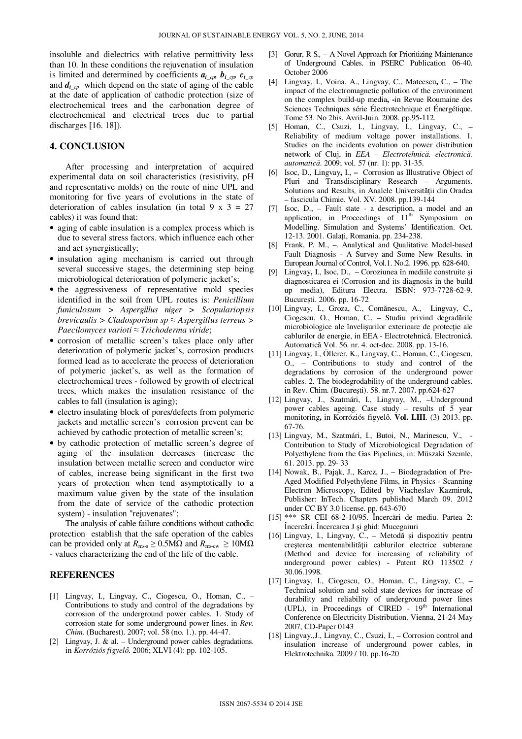insoluble and dielectrics with relative permittivity less than 10. In these conditions the rejuvenation of insulation is limited and determined by coefficients $a_{i\_cp}$, $b_{i\_cp}$, $c_{i\_cp}$ and $d_{i\_cp}$ which depend on the state of aging of the cable at the date of application of cathodic protection (size of electrochemical trees and the carbonation degree of electrochemical and electrical trees due to partial discharges [16. 18]).

## 4. CONCLUSION

After processing and interpretation of acquired experimental data on soil characteristics (resistivity, pH and representative molds) on the route of nine UPL and monitoring for five years of evolutions in the state of deterioration of cables insulation (in total 9 x 3 = 27 cables) it was found that:

- aging of cable insulation is a complex process which is due to several stress factors. which influence each other and act synergistically;
- insulation aging mechanism is carried out through several successive stages, the determining step being microbiological deterioration of polymeric jacket's;
- the aggressiveness of representative mold species identified in the soil from UPL routes is: *Penicillium funiculosum* > *Aspergillus niger* > *Scopulariopsis brevicaulis* > *Cladosporium sp* ≈ *Aspergillus terreus* > *Paecilomyces varioti* ≈ *Trichoderma viride*;
- corrosion of metallic screen's takes place only after deterioration of polymeric jacket's, corrosion products formed lead as to accelerate the process of deterioration of polymeric jacket's, as well as the formation of electrochemical trees - followed by growth of electrical trees, which makes the insulation resistance of the cables to fall (insulation is aging);
- electro insulating block of pores/defects from polymeric jackets and metallic screen's corrosion prevent can be achieved by cathodic protection of metallic screen's;
- by cathodic protection of metallic screen's degree of aging of the insulation decreases (increase the insulation between metallic screen and conductor wire of cables, increase being significant in the first two years of protection when tend asymptotically to a maximum value given by the state of the insulation from the date of service of the cathodic protection system) - insulation "rejuvenates";

The analysis of cable failure conditions without cathodic protection establish that the safe operation of the cables can be provided only at $R_{ms\text{-}s} \geq 0.5\text{M}\Omega$ and $R_{ms\text{-}cw} \geq 10\text{M}\Omega$ - values characterizing the end of the life of the cable.

## REFERENCES

[1] Lingvay, I., Lingvay, C., Ciogescu, O., Homan, C., – Contributions to study and control of the degradations by corrosion of the underground power cables. 1. Study of corrosion state for some underground power lines. in *Rev. Chim*. (Bucharest). 2007; vol. 58 (no. 1.). pp. 44-47.

[2] Lingvay, J. & al. – Underground power cables degradations. in *Korróziós figyelő*. 2006; XLVI (4): pp. 102-105.

[3] Gorur, R S., – A Novel Approach for Prioritizing Maintenance of Underground Cables. in PSERC Publication 06-40. October 2006

[4] Lingvay, I., Voina, A., Lingvay, C., Mateescu, C., – The impact of the electromagnetic pollution of the environment on the complex build-up media, -in Revue Roumaine des Sciences Techniques série Électrotechnique et Énergétique. Tome 53. No 2bis. Avril-Juin. 2008. pp.95-112.

[5] Homan, C., Csuzi, I., Lingvay, I., Lingvay, C., – Reliability of medium voltage power installations. 1. Studies on the incidents evolution on power distribution network of Cluj, in *EEA – Electrotehnică. electronică. automatică*. 2009; vol. 57 (nr. 1): pp. 31-35.

[6] Isoc, D., Lingvay, I., – Corrosion as Illustrative Object of Pluri and Transdisciplinary Research – Arguments. Solutions and Results, in Analele Universității din Oradea – fascicula Chimie. Vol. XV. 2008. pp.139-144

[7] Isoc, D., – Fault state - a description, a model and an application, in Proceedings of 11th Symposium on Modelling. Simulation and Systems' Identification. Oct. 12-13. 2001. Galați, Romania. pp. 234-238.

[8] Frank, P. M., –. Analytical and Qualitative Model-based Fault Diagnosis - A Survey and Some New Results. in European Journal of Control, Vol.1. No.2. 1996. pp. 628-640.

[9] Lingvay, I., Isoc, D., – Coroziunea în mediile construite și diagnosticarea ei (Corrosion and its diagnosis in the build up media), Editura Electra. ISBN: 973-7728-62-9. București. 2006. pp. 16-72

[10] Lingvay, I., Groza, C., Comănescu, A., Lingvay, C., Ciogescu, O., Homan, C., – Studiu privind degradările microbiologice ale învelișurilor exterioare de protecție ale cablurilor de energie, in EEA - Electrotehnică. Electronică. Automatică Vol. 56. nr. 4. oct-dec. 2008. pp. 13-16.

[11] Lingvay, I., Öllerer, K., Lingvay, C., Homan, C., Ciogescu, O., – Contributions to study and control of the degradations by corrosion of the underground power cables. 2. The biodegrodability of the underground cables. in Rev. Chim. (București). 58. nr.7. 2007. pp.624-627

[12] Lingvay, J., Szatmári, I., Lingvay, M., –Underground power cables ageing. Case study – results of 5 year monitoring, in Korróziós figyelő. **Vol. LIII**. (3) 2013. pp. 67-76.

[13] Lingvay, M., Szatmári, I., Butoi, N., Marinescu, V., - Contribution to Study of Microbiological Degradation of Polyethylene from the Gas Pipelines, in: Műszaki Szemle, 61. 2013. pp. 29- 33

[14] Nowak, B., Pająk, J., Karcz, J., – Biodegradation of Pre-Aged Modified Polyethylene Films, in Physics - Scanning Electron Microscopy, Edited by Viacheslav Kazmiruk, Publisher: InTech. Chapters published March 09. 2012 under CC BY 3.0 license. pp. 643-670

[15] *** SR CEI 68-2-10/95. Încercări de mediu. Partea 2: Încercări. Încercarea J și ghid: Mucegaiuri

[16] Lingvay, I., Lingvay, C., – Metodă și dispozitiv pentru creșterea mentenabilității cablurilor electrice subterane (Method and device for increasing of reliability of underground power cables) - Patent RO 113502 / 30.06.1998.

[17] Lingvay, I., Ciogescu, O., Homan, C., Lingvay, C., – Technical solution and solid state devices for increase of durability and reliability of underground power lines (UPL), in Proceedings of CIRED - 19th International Conference on Electricity Distribution. Vienna, 21-24 May 2007, CD-Paper 0143

[18] Lingvay.,J., Lingvay, C., Csuzi, I., – Corrosion control and insulation increase of underground power cables, in Elektrotechnika. 2009 / 10. pp.16-20